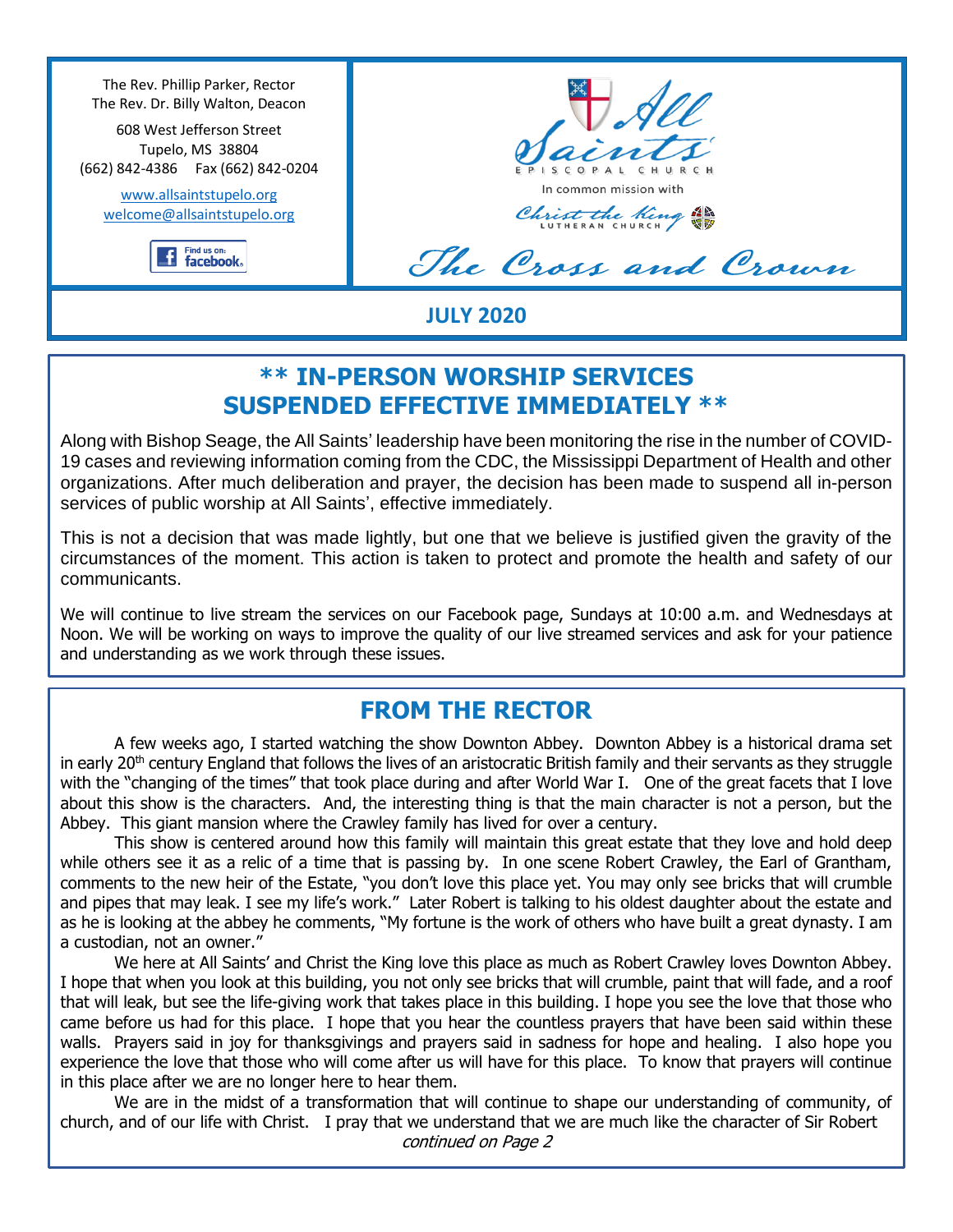The Rev. Phillip Parker, Rector
The Rev. Dr. Billy Walton, Deacon

608 West Jefferson Street
Tupelo, MS 38804
(662) 842-4386 Fax (662) 842-0204

www.allsaintstupelo.org
welcome@allsaintstupelo.org

Find us on: facebook

All Saints' EPISCOPAL CHURCH

In common mission with

Christ the King LUTHERAN CHURCH

# The Cross and Crown

**JULY 2020**

## ** IN-PERSON WORSHIP SERVICES SUSPENDED EFFECTIVE IMMEDIATELY **

Along with Bishop Seage, the All Saints' leadership have been monitoring the rise in the number of COVID-19 cases and reviewing information coming from the CDC, the Mississippi Department of Health and other organizations. After much deliberation and prayer, the decision has been made to suspend all in-person services of public worship at All Saints', effective immediately.

This is not a decision that was made lightly, but one that we believe is justified given the gravity of the circumstances of the moment. This action is taken to protect and promote the health and safety of our communicants.

We will continue to live stream the services on our Facebook page, Sundays at 10:00 a.m. and Wednesdays at Noon. We will be working on ways to improve the quality of our live streamed services and ask for your patience and understanding as we work through these issues.

## FROM THE RECTOR

A few weeks ago, I started watching the show Downton Abbey. Downton Abbey is a historical drama set in early 20th century England that follows the lives of an aristocratic British family and their servants as they struggle with the "changing of the times" that took place during and after World War I. One of the great facets that I love about this show is the characters. And, the interesting thing is that the main character is not a person, but the Abbey. This giant mansion where the Crawley family has lived for over a century.

This show is centered around how this family will maintain this great estate that they love and hold deep while others see it as a relic of a time that is passing by. In one scene Robert Crawley, the Earl of Grantham, comments to the new heir of the Estate, "you don't love this place yet. You may only see bricks that will crumble and pipes that may leak. I see my life's work." Later Robert is talking to his oldest daughter about the estate and as he is looking at the abbey he comments, "My fortune is the work of others who have built a great dynasty. I am a custodian, not an owner."

We here at All Saints' and Christ the King love this place as much as Robert Crawley loves Downton Abbey. I hope that when you look at this building, you not only see bricks that will crumble, paint that will fade, and a roof that will leak, but see the life-giving work that takes place in this building. I hope you see the love that those who came before us had for this place. I hope that you hear the countless prayers that have been said within these walls. Prayers said in joy for thanksgivings and prayers said in sadness for hope and healing. I also hope you experience the love that those who will come after us will have for this place. To know that prayers will continue in this place after we are no longer here to hear them.

We are in the midst of a transformation that will continue to shape our understanding of community, of church, and of our life with Christ. I pray that we understand that we are much like the character of Sir Robert

*continued on Page 2*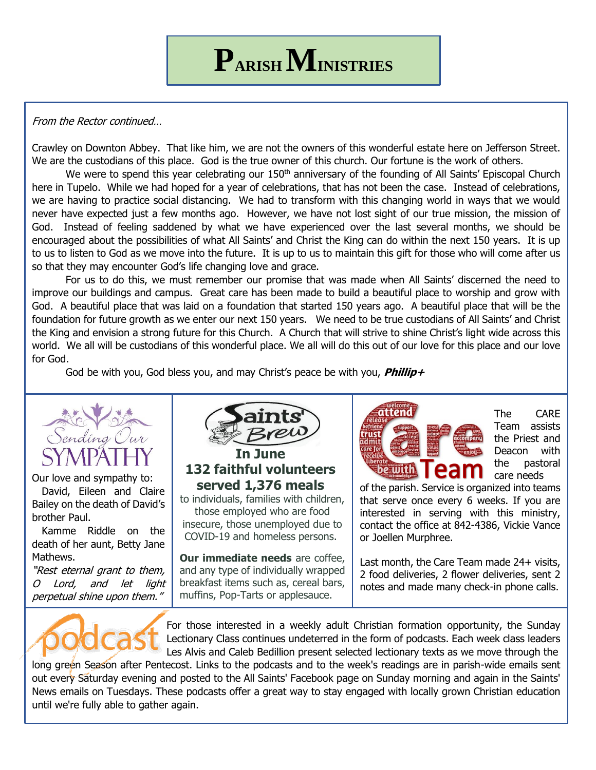# Parish Ministries

*From the Rector continued…*

Crawley on Downton Abbey. That like him, we are not the owners of this wonderful estate here on Jefferson Street. We are the custodians of this place. God is the true owner of this church. Our fortune is the work of others.

We were to spend this year celebrating our 150th anniversary of the founding of All Saints' Episcopal Church here in Tupelo. While we had hoped for a year of celebrations, that has not been the case. Instead of celebrations, we are having to practice social distancing. We had to transform with this changing world in ways that we would never have expected just a few months ago. However, we have not lost sight of our true mission, the mission of God. Instead of feeling saddened by what we have experienced over the last several months, we should be encouraged about the possibilities of what All Saints' and Christ the King can do within the next 150 years. It is up to us to listen to God as we move into the future. It is up to us to maintain this gift for those who will come after us so that they may encounter God's life changing love and grace.

For us to do this, we must remember our promise that was made when All Saints' discerned the need to improve our buildings and campus. Great care has been made to build a beautiful place to worship and grow with God. A beautiful place that was laid on a foundation that started 150 years ago. A beautiful place that will be the foundation for future growth as we enter our next 150 years. We need to be true custodians of All Saints' and Christ the King and envision a strong future for this Church. A Church that will strive to shine Christ's light wide across this world. We all will be custodians of this wonderful place. We all will do this out of our love for this place and our love for God.

God be with you, God bless you, and may Christ's peace be with you, ***Phillip+***

## Sending Our Sympathy

Our love and sympathy to:

David, Eileen and Claire Bailey on the death of David's brother Paul.

Kamme Riddle on the death of her aunt, Betty Jane Mathews.

*"Rest eternal grant to them, O Lord, and let light perpetual shine upon them."*

## Saints' Brew

**In June**
**132 faithful volunteers served 1,376 meals**
to individuals, families with children, those employed who are food insecure, those unemployed due to COVID-19 and homeless persons.

**Our immediate needs** are coffee, and any type of individually wrapped breakfast items such as, cereal bars, muffins, Pop-Tarts or applesauce.

## Care Team

The CARE Team assists the Priest and Deacon with the pastoral care needs of the parish. Service is organized into teams that serve once every 6 weeks. If you are interested in serving with this ministry, contact the office at 842-4386, Vickie Vance or Joellen Murphree.

Last month, the Care Team made 24+ visits, 2 food deliveries, 2 flower deliveries, sent 2 notes and made many check-in phone calls.

## Podcast

For those interested in a weekly adult Christian formation opportunity, the Sunday Lectionary Class continues undeterred in the form of podcasts. Each week class leaders Les Alvis and Caleb Bedillion present selected lectionary texts as we move through the long green Season after Pentecost. Links to the podcasts and to the week's readings are in parish-wide emails sent out every Saturday evening and posted to the All Saints' Facebook page on Sunday morning and again in the Saints' News emails on Tuesdays. These podcasts offer a great way to stay engaged with locally grown Christian education until we're fully able to gather again.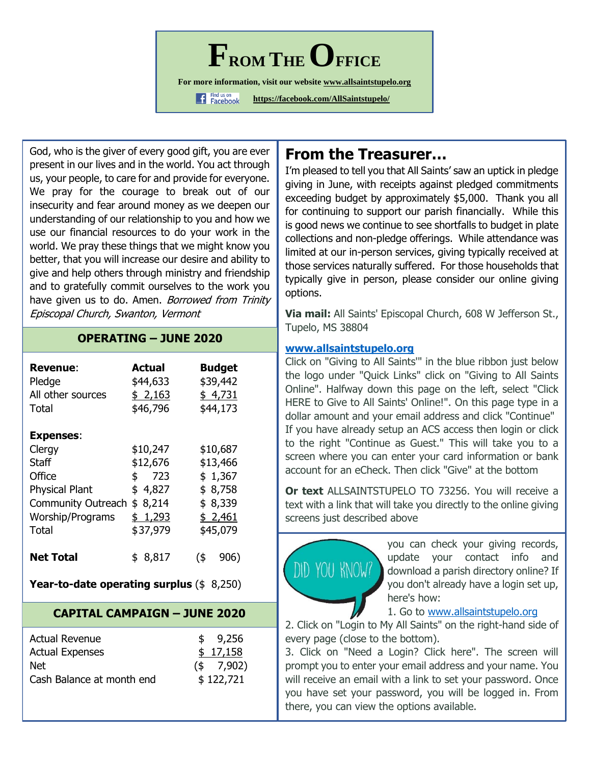# From The Office

**For more information, visit our website www.allsaintstupelo.org**

Find us on Facebook **https://facebook.com/AllSaintstupelo/**

God, who is the giver of every good gift, you are ever present in our lives and in the world. You act through us, your people, to care for and provide for everyone. We pray for the courage to break out of our insecurity and fear around money as we deepen our understanding of our relationship to you and how we use our financial resources to do your work in the world. We pray these things that we might know you better, that you will increase our desire and ability to give and help others through ministry and friendship and to gratefully commit ourselves to the work you have given us to do. Amen. *Borrowed from Trinity Episcopal Church, Swanton, Vermont*

## OPERATING – JUNE 2020

| **Revenue**: | **Actual** | **Budget** |
|---|---|---|
| Pledge | $44,633 | $39,442 |
| All other sources | $ 2,163 | $ 4,731 |
| Total | $46,796 | $44,173 |
| **Expenses**: | | |
| Clergy | $10,247 | $10,687 |
| Staff | $12,676 | $13,466 |
| Office | $ 723 | $ 1,367 |
| Physical Plant | $ 4,827 | $ 8,758 |
| Community Outreach | $ 8,214 | $ 8,339 |
| Worship/Programs | $ 1,293 | $ 2,461 |
| Total | $37,979 | $45,079 |
| **Net Total** | $ 8,817 | ($ 906) |

**Year-to-date operating surplus** ($ 8,250)

## CAPITAL CAMPAIGN – JUNE 2020

| | |
|---|---|
| Actual Revenue | $ 9,256 |
| Actual Expenses | $ 17,158 |
| Net | ($ 7,902) |
| Cash Balance at month end | $ 122,721 |

## From the Treasurer…

I'm pleased to tell you that All Saints' saw an uptick in pledge giving in June, with receipts against pledged commitments exceeding budget by approximately $5,000. Thank you all for continuing to support our parish financially. While this is good news we continue to see shortfalls to budget in plate collections and non-pledge offerings. While attendance was limited at our in-person services, giving typically received at those services naturally suffered. For those households that typically give in person, please consider our online giving options.

**Via mail:** All Saints' Episcopal Church, 608 W Jefferson St., Tupelo, MS 38804

**www.allsaintstupelo.org**

Click on "Giving to All Saints'" in the blue ribbon just below the logo under "Quick Links" click on "Giving to All Saints Online". Halfway down this page on the left, select "Click HERE to Give to All Saints' Online!". On this page type in a dollar amount and your email address and click "Continue" If you have already setup an ACS access then login or click to the right "Continue as Guest." This will take you to a screen where you can enter your card information or bank account for an eCheck. Then click "Give" at the bottom

**Or text** ALLSAINTSTUPELO TO 73256. You will receive a text with a link that will take you directly to the online giving screens just described above

**DID YOU KNOW?** you can check your giving records, update your contact info and download a parish directory online? If you don't already have a login set up, here's how:

1. Go to www.allsaintstupelo.org
2. Click on "Login to My All Saints" on the right-hand side of every page (close to the bottom).
3. Click on "Need a Login? Click here". The screen will prompt you to enter your email address and your name. You will receive an email with a link to set your password. Once you have set your password, you will be logged in. From there, you can view the options available.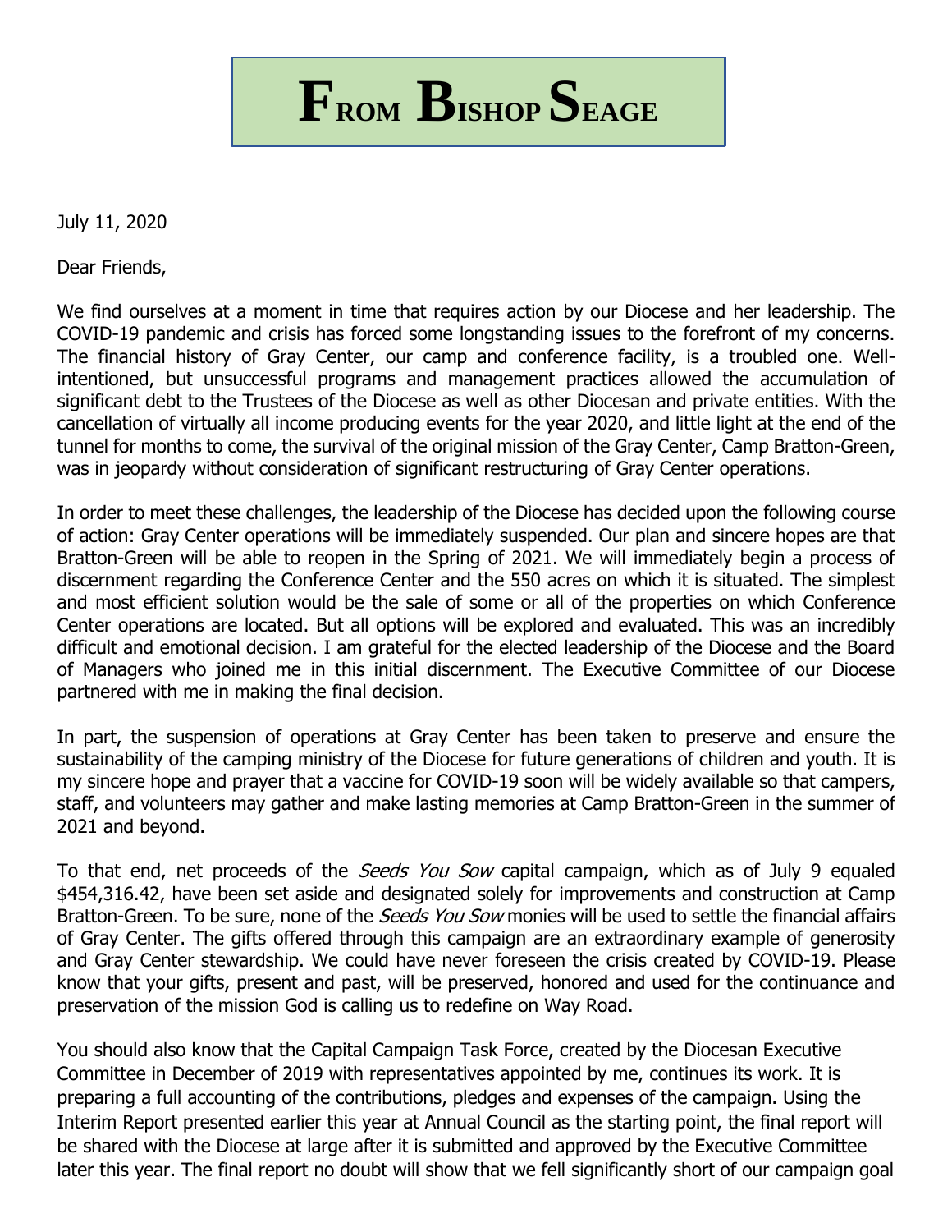# From Bishop Seage

July 11, 2020

Dear Friends,

We find ourselves at a moment in time that requires action by our Diocese and her leadership. The COVID-19 pandemic and crisis has forced some longstanding issues to the forefront of my concerns. The financial history of Gray Center, our camp and conference facility, is a troubled one. Well-intentioned, but unsuccessful programs and management practices allowed the accumulation of significant debt to the Trustees of the Diocese as well as other Diocesan and private entities. With the cancellation of virtually all income producing events for the year 2020, and little light at the end of the tunnel for months to come, the survival of the original mission of the Gray Center, Camp Bratton-Green, was in jeopardy without consideration of significant restructuring of Gray Center operations.

In order to meet these challenges, the leadership of the Diocese has decided upon the following course of action: Gray Center operations will be immediately suspended. Our plan and sincere hopes are that Bratton-Green will be able to reopen in the Spring of 2021. We will immediately begin a process of discernment regarding the Conference Center and the 550 acres on which it is situated. The simplest and most efficient solution would be the sale of some or all of the properties on which Conference Center operations are located. But all options will be explored and evaluated. This was an incredibly difficult and emotional decision. I am grateful for the elected leadership of the Diocese and the Board of Managers who joined me in this initial discernment. The Executive Committee of our Diocese partnered with me in making the final decision.

In part, the suspension of operations at Gray Center has been taken to preserve and ensure the sustainability of the camping ministry of the Diocese for future generations of children and youth. It is my sincere hope and prayer that a vaccine for COVID-19 soon will be widely available so that campers, staff, and volunteers may gather and make lasting memories at Camp Bratton-Green in the summer of 2021 and beyond.

To that end, net proceeds of the *Seeds You Sow* capital campaign, which as of July 9 equaled $454,316.42, have been set aside and designated solely for improvements and construction at Camp Bratton-Green. To be sure, none of the *Seeds You Sow* monies will be used to settle the financial affairs of Gray Center. The gifts offered through this campaign are an extraordinary example of generosity and Gray Center stewardship. We could have never foreseen the crisis created by COVID-19. Please know that your gifts, present and past, will be preserved, honored and used for the continuance and preservation of the mission God is calling us to redefine on Way Road.

You should also know that the Capital Campaign Task Force, created by the Diocesan Executive Committee in December of 2019 with representatives appointed by me, continues its work. It is preparing a full accounting of the contributions, pledges and expenses of the campaign. Using the Interim Report presented earlier this year at Annual Council as the starting point, the final report will be shared with the Diocese at large after it is submitted and approved by the Executive Committee later this year. The final report no doubt will show that we fell significantly short of our campaign goal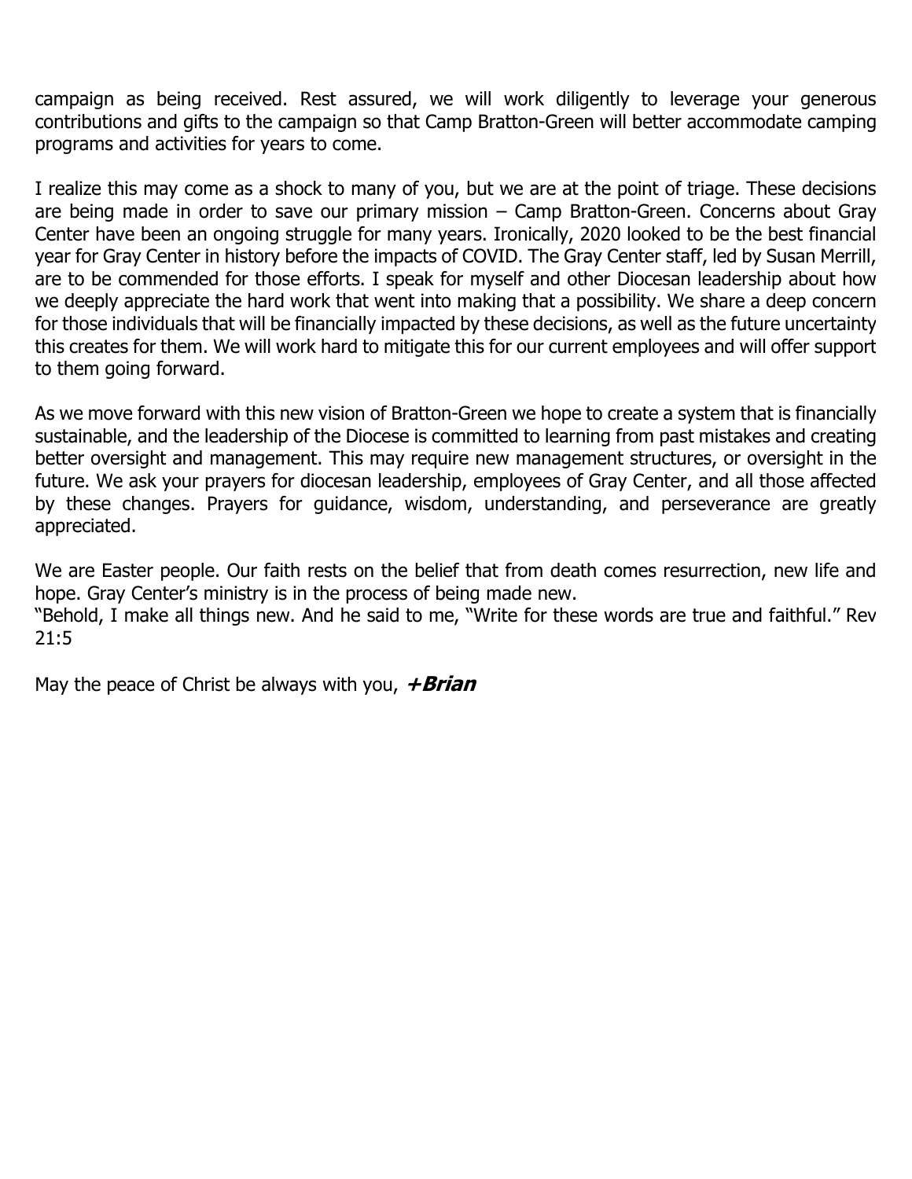campaign as being received. Rest assured, we will work diligently to leverage your generous contributions and gifts to the campaign so that Camp Bratton-Green will better accommodate camping programs and activities for years to come.

I realize this may come as a shock to many of you, but we are at the point of triage. These decisions are being made in order to save our primary mission – Camp Bratton-Green. Concerns about Gray Center have been an ongoing struggle for many years. Ironically, 2020 looked to be the best financial year for Gray Center in history before the impacts of COVID. The Gray Center staff, led by Susan Merrill, are to be commended for those efforts. I speak for myself and other Diocesan leadership about how we deeply appreciate the hard work that went into making that a possibility. We share a deep concern for those individuals that will be financially impacted by these decisions, as well as the future uncertainty this creates for them. We will work hard to mitigate this for our current employees and will offer support to them going forward.

As we move forward with this new vision of Bratton-Green we hope to create a system that is financially sustainable, and the leadership of the Diocese is committed to learning from past mistakes and creating better oversight and management. This may require new management structures, or oversight in the future. We ask your prayers for diocesan leadership, employees of Gray Center, and all those affected by these changes. Prayers for guidance, wisdom, understanding, and perseverance are greatly appreciated.

We are Easter people. Our faith rests on the belief that from death comes resurrection, new life and hope. Gray Center's ministry is in the process of being made new.
"Behold, I make all things new. And he said to me, "Write for these words are true and faithful." Rev 21:5

May the peace of Christ be always with you, ***+Brian***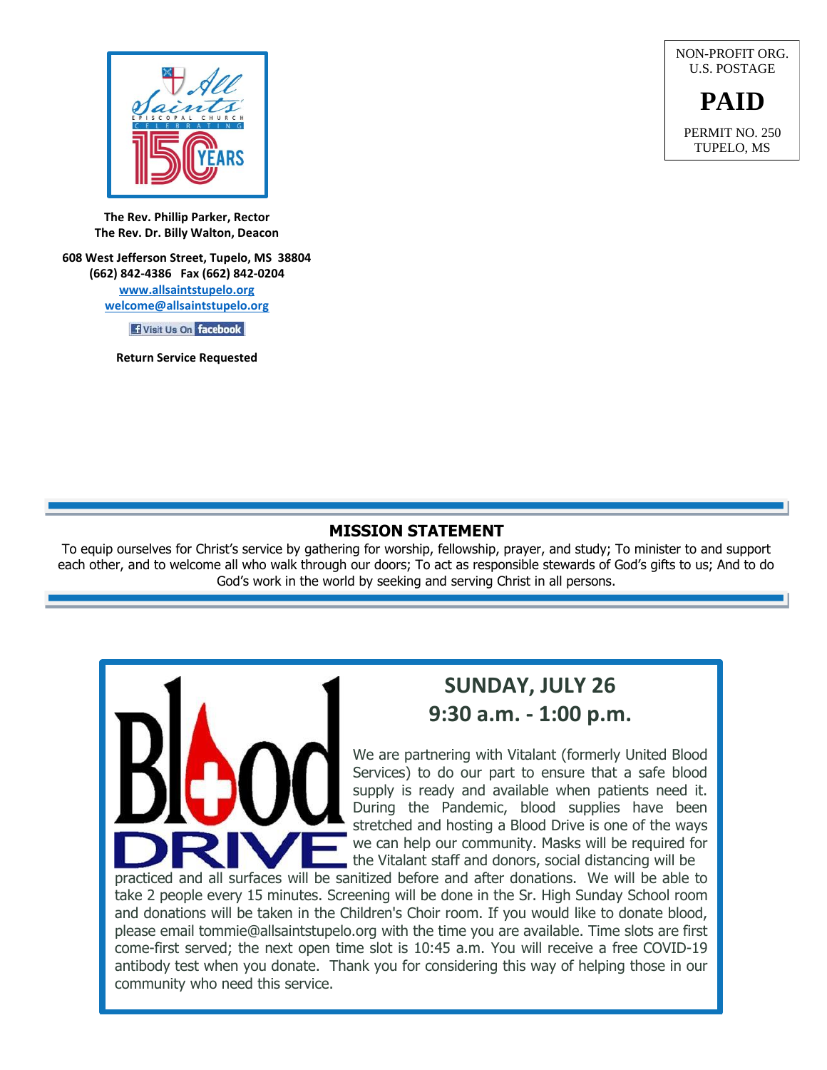All Saints Episcopal Church
Celebrating 150 Years

**The Rev. Phillip Parker, Rector**
**The Rev. Dr. Billy Walton, Deacon**

**608 West Jefferson Street, Tupelo, MS 38804**
**(662) 842-4386 Fax (662) 842-0204**
**www.allsaintstupelo.org**
**welcome@allsaintstupelo.org**

Visit Us On facebook

**Return Service Requested**

NON-PROFIT ORG.
U.S. POSTAGE
**PAID**
PERMIT NO. 250
TUPELO, MS

## MISSION STATEMENT

To equip ourselves for Christ's service by gathering for worship, fellowship, prayer, and study; To minister to and support each other, and to welcome all who walk through our doors; To act as responsible stewards of God's gifts to us; And to do God's work in the world by seeking and serving Christ in all persons.

# Blood DRIVE

## SUNDAY, JULY 26
## 9:30 a.m. - 1:00 p.m.

We are partnering with Vitalant (formerly United Blood Services) to do our part to ensure that a safe blood supply is ready and available when patients need it. During the Pandemic, blood supplies have been stretched and hosting a Blood Drive is one of the ways we can help our community. Masks will be required for the Vitalant staff and donors, social distancing will be practiced and all surfaces will be sanitized before and after donations. We will be able to take 2 people every 15 minutes. Screening will be done in the Sr. High Sunday School room and donations will be taken in the Children's Choir room. If you would like to donate blood, please email tommie@allsaintstupelo.org with the time you are available. Time slots are first come-first served; the next open time slot is 10:45 a.m. You will receive a free COVID-19 antibody test when you donate. Thank you for considering this way of helping those in our community who need this service.